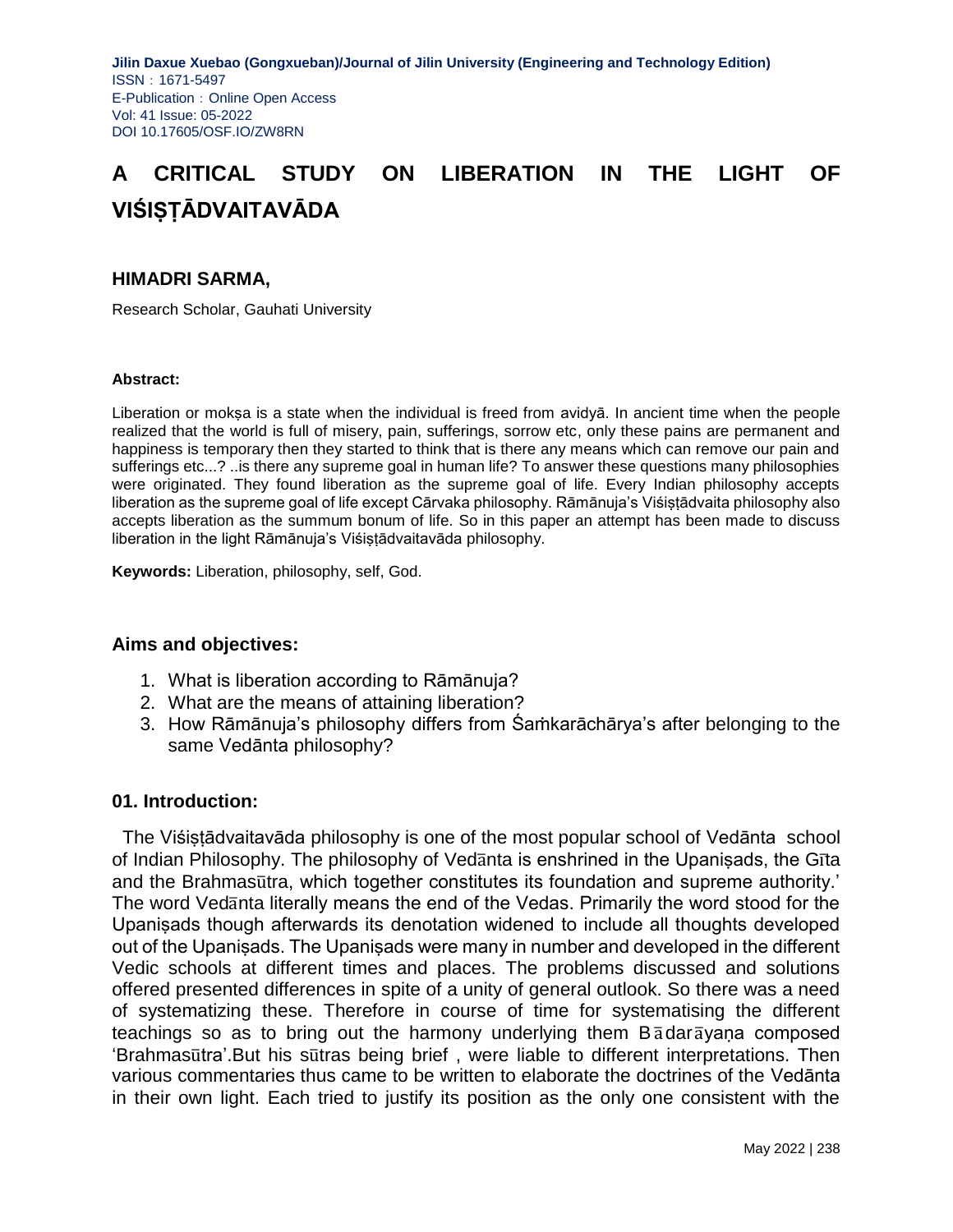# A CRITICAL STUDY ON LIBERATION IN THE LIGHT OF VIŚIṢṬĀDVAITAVĀDA

### HIMADRI SARMA,

Research Scholar, Gauhati University

**Abstract:**

Liberation or mokṣa is a state when the individual is freed from avidyā. In ancient time when the people realized that the world is full of misery, pain, sufferings, sorrow etc, only these pains are permanent and happiness is temporary then they started to think that is there any means which can remove our pain and sufferings etc...? ..is there any supreme goal in human life? To answer these questions many philosophies were originated. They found liberation as the supreme goal of life. Every Indian philosophy accepts liberation as the supreme goal of life except Cārvaka philosophy. Rāmānuja's Viśiṣṭādvaita philosophy also accepts liberation as the summum bonum of life. So in this paper an attempt has been made to discuss liberation in the light Rāmānuja's Viśiṣṭādvaitavāda philosophy.

**Keywords:** Liberation, philosophy, self, God.

## Aims and objectives:

1. What is liberation according to Rāmānuja?
2. What are the means of attaining liberation?
3. How Rāmānuja's philosophy differs from Śaṁkarāchārya's after belonging to the same Vedānta philosophy?

## 01. Introduction:

The Viśiṣṭādvaitavāda philosophy is one of the most popular school of Vedānta school of Indian Philosophy. The philosophy of Vedānta is enshrined in the Upaniṣads, the Gīta and the Brahmasūtra, which together constitutes its foundation and supreme authority.' The word Vedānta literally means the end of the Vedas. Primarily the word stood for the Upaniṣads though afterwards its denotation widened to include all thoughts developed out of the Upaniṣads. The Upaniṣads were many in number and developed in the different Vedic schools at different times and places. The problems discussed and solutions offered presented differences in spite of a unity of general outlook. So there was a need of systematizing these. Therefore in course of time for systematising the different teachings so as to bring out the harmony underlying them Bādarāyaṇa composed 'Brahmasūtra'.But his sūtras being brief , were liable to different interpretations. Then various commentaries thus came to be written to elaborate the doctrines of the Vedānta in their own light. Each tried to justify its position as the only one consistent with the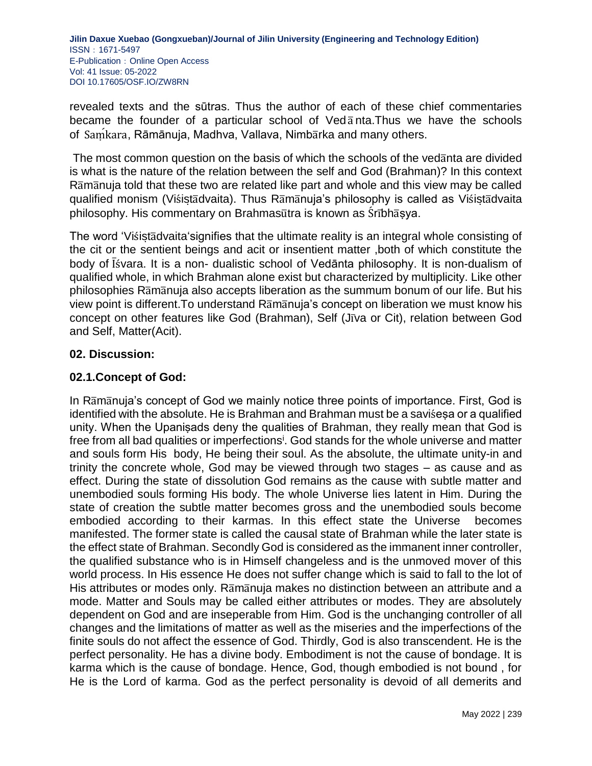revealed texts and the sūtras. Thus the author of each of these chief commentaries became the founder of a particular school of Vedānta.Thus we have the schools of Saṃkara, Rāmānuja, Madhva, Vallava, Nimbārka and many others.

The most common question on the basis of which the schools of the vedānta are divided is what is the nature of the relation between the self and God (Brahman)? In this context Rāmānuja told that these two are related like part and whole and this view may be called qualified monism (Viśiṣṭādvaita). Thus Rāmānuja's philosophy is called as Viśiṣṭādvaita philosophy. His commentary on Brahmasūtra is known as Śrībhāṣya.

The word 'Viśiṣṭādvaita'signifies that the ultimate reality is an integral whole consisting of the cit or the sentient beings and acit or insentient matter ,both of which constitute the body of Īśvara. It is a non- dualistic school of Vedānta philosophy. It is non-dualism of qualified whole, in which Brahman alone exist but characterized by multiplicity. Like other philosophies Rāmānuja also accepts liberation as the summum bonum of our life. But his view point is different.To understand Rāmānuja's concept on liberation we must know his concept on other features like God (Brahman), Self (Jīva or Cit), relation between God and Self, Matter(Acit).

## 02. Discussion:

### 02.1.Concept of God:

In Rāmānuja's concept of God we mainly notice three points of importance. First, God is identified with the absolute. He is Brahman and Brahman must be a saviśeṣa or a qualified unity. When the Upaniṣads deny the qualities of Brahman, they really mean that God is free from all bad qualities or imperfections[i]. God stands for the whole universe and matter and souls form His body, He being their soul. As the absolute, the ultimate unity-in and trinity the concrete whole, God may be viewed through two stages – as cause and as effect. During the state of dissolution God remains as the cause with subtle matter and unembodied souls forming His body. The whole Universe lies latent in Him. During the state of creation the subtle matter becomes gross and the unembodied souls become embodied according to their karmas. In this effect state the Universe becomes manifested. The former state is called the causal state of Brahman while the later state is the effect state of Brahman. Secondly God is considered as the immanent inner controller, the qualified substance who is in Himself changeless and is the unmoved mover of this world process. In His essence He does not suffer change which is said to fall to the lot of His attributes or modes only. Rāmānuja makes no distinction between an attribute and a mode. Matter and Souls may be called either attributes or modes. They are absolutely dependent on God and are inseperable from Him. God is the unchanging controller of all changes and the limitations of matter as well as the miseries and the imperfections of the finite souls do not affect the essence of God. Thirdly, God is also transcendent. He is the perfect personality. He has a divine body. Embodiment is not the cause of bondage. It is karma which is the cause of bondage. Hence, God, though embodied is not bound , for He is the Lord of karma. God as the perfect personality is devoid of all demerits and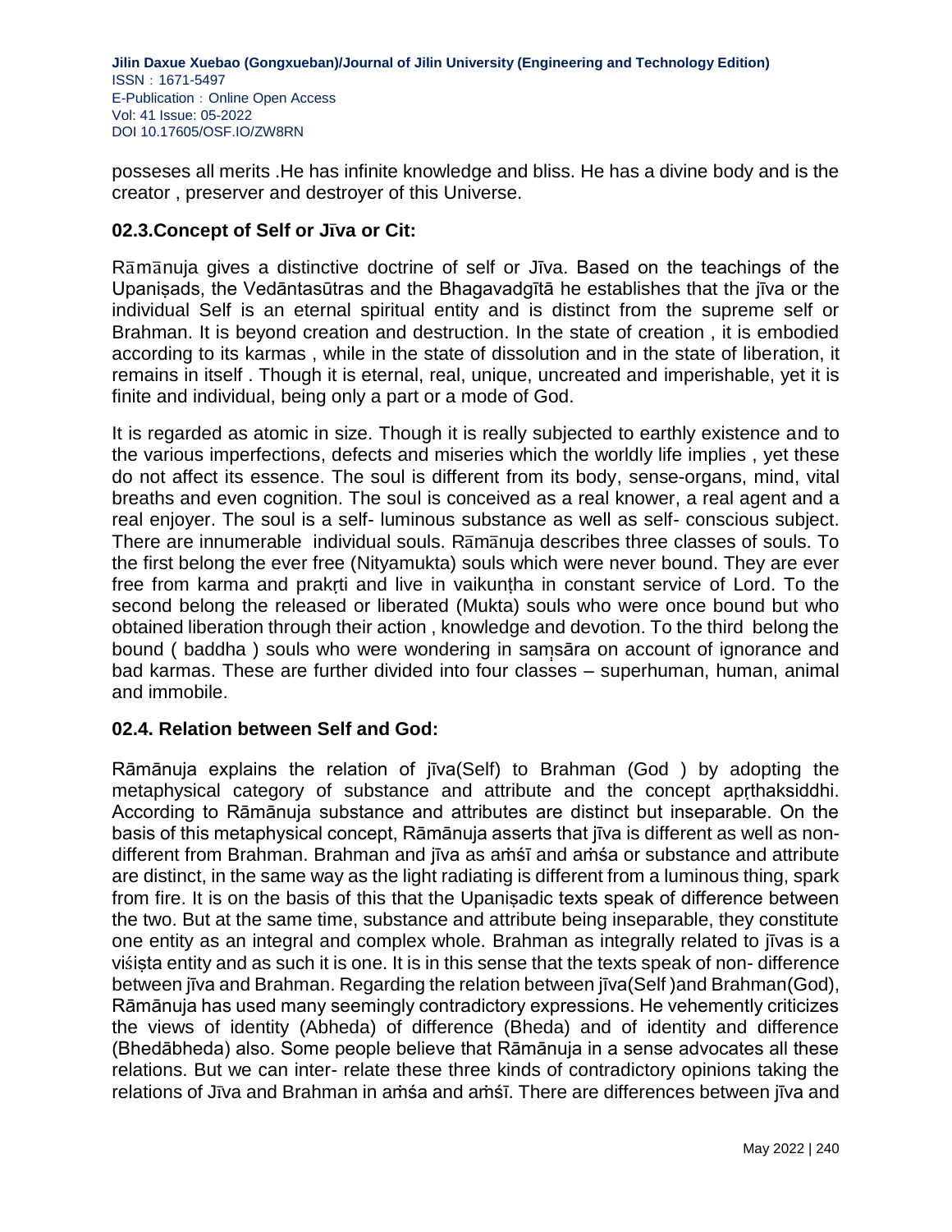posseses all merits .He has infinite knowledge and bliss. He has a divine body and is the creator , preserver and destroyer of this Universe.

### 02.3.Concept of Self or Jīva or Cit:

Rāmānuja gives a distinctive doctrine of self or Jīva. Based on the teachings of the Upaniṣads, the Vedāntasūtras and the Bhagavadgītā he establishes that the jīva or the individual Self is an eternal spiritual entity and is distinct from the supreme self or Brahman. It is beyond creation and destruction. In the state of creation , it is embodied according to its karmas , while in the state of dissolution and in the state of liberation, it remains in itself . Though it is eternal, real, unique, uncreated and imperishable, yet it is finite and individual, being only a part or a mode of God.

It is regarded as atomic in size. Though it is really subjected to earthly existence and to the various imperfections, defects and miseries which the worldly life implies , yet these do not affect its essence. The soul is different from its body, sense-organs, mind, vital breaths and even cognition. The soul is conceived as a real knower, a real agent and a real enjoyer. The soul is a self- luminous substance as well as self- conscious subject. There are innumerable individual souls. Rāmānuja describes three classes of souls. To the first belong the ever free (Nityamukta) souls which were never bound. They are ever free from karma and prakṛti and live in vaikunṭha in constant service of Lord. To the second belong the released or liberated (Mukta) souls who were once bound but who obtained liberation through their action , knowledge and devotion. To the third belong the bound ( baddha ) souls who were wondering in saṃsāra on account of ignorance and bad karmas. These are further divided into four classes – superhuman, human, animal and immobile.

### 02.4. Relation between Self and God:

Rāmānuja explains the relation of jīva(Self) to Brahman (God ) by adopting the metaphysical category of substance and attribute and the concept apṛthaksiddhi. According to Rāmānuja substance and attributes are distinct but inseparable. On the basis of this metaphysical concept, Rāmānuja asserts that jīva is different as well as non-different from Brahman. Brahman and jīva as aṁśī and aṁśa or substance and attribute are distinct, in the same way as the light radiating is different from a luminous thing, spark from fire. It is on the basis of this that the Upaniṣadic texts speak of difference between the two. But at the same time, substance and attribute being inseparable, they constitute one entity as an integral and complex whole. Brahman as integrally related to jīvas is a viśiṣta entity and as such it is one. It is in this sense that the texts speak of non- difference between jīva and Brahman. Regarding the relation between jīva(Self )and Brahman(God), Rāmānuja has used many seemingly contradictory expressions. He vehemently criticizes the views of identity (Abheda) of difference (Bheda) and of identity and difference (Bhedābheda) also. Some people believe that Rāmānuja in a sense advocates all these relations. But we can inter- relate these three kinds of contradictory opinions taking the relations of Jīva and Brahman in aṁśa and aṁśī. There are differences between jīva and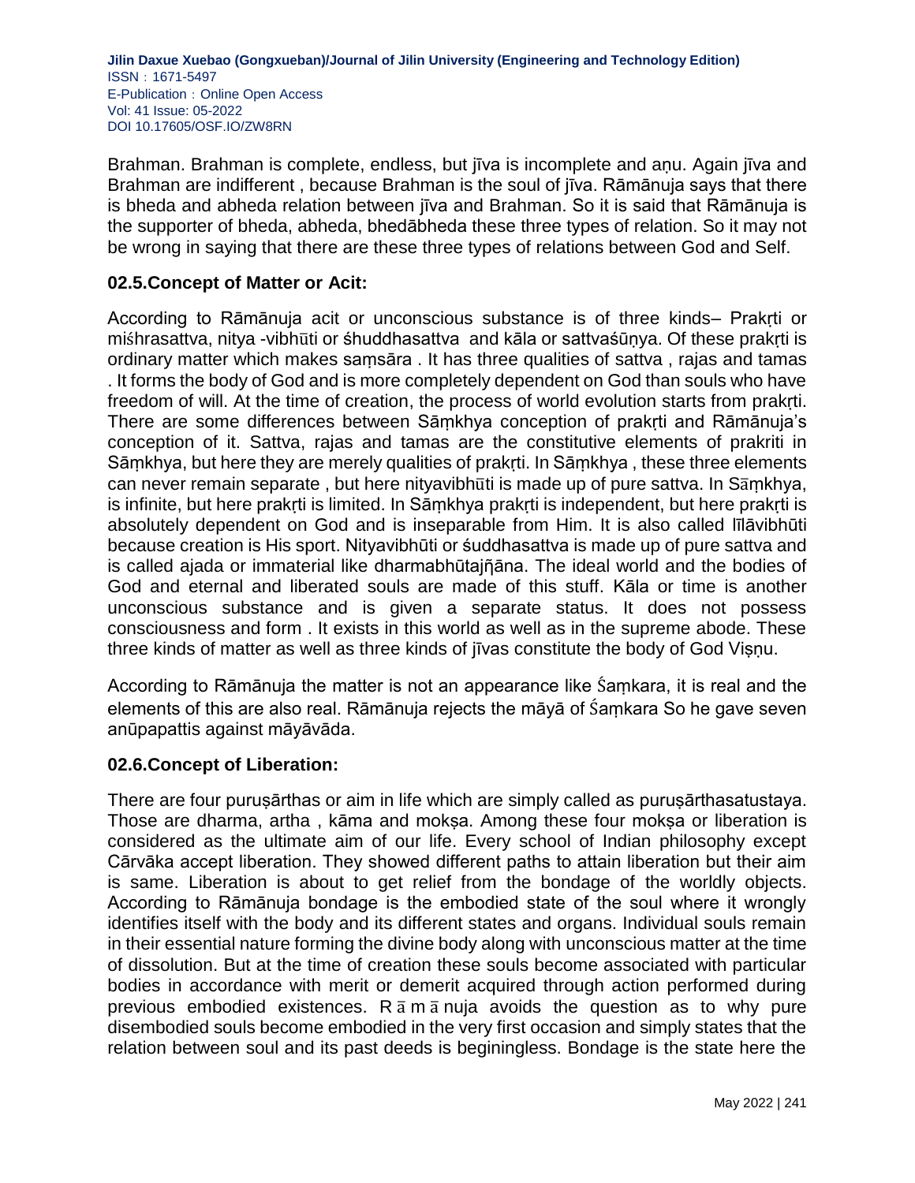Brahman. Brahman is complete, endless, but jīva is incomplete and aṇu. Again jīva and Brahman are indifferent , because Brahman is the soul of jīva. Rāmānuja says that there is bheda and abheda relation between jīva and Brahman. So it is said that Rāmānuja is the supporter of bheda, abheda, bhedābheda these three types of relation. So it may not be wrong in saying that there are these three types of relations between God and Self.

### 02.5.Concept of Matter or Acit:

According to Rāmānuja acit or unconscious substance is of three kinds– Prakṛti or miśhrasattva, nitya -vibhūti or śhuddhasattva and kāla or sattvaśūṇya. Of these prakṛti is ordinary matter which makes saṃsāra . It has three qualities of sattva , rajas and tamas . It forms the body of God and is more completely dependent on God than souls who have freedom of will. At the time of creation, the process of world evolution starts from prakṛti. There are some differences between Sāṃkhya conception of prakṛti and Rāmānuja's conception of it. Sattva, rajas and tamas are the constitutive elements of prakriti in Sāṃkhya, but here they are merely qualities of prakṛti. In Sāṃkhya , these three elements can never remain separate , but here nityavibhūti is made up of pure sattva. In Sāṃkhya, is infinite, but here prakṛti is limited. In Sāṃkhya prakṛti is independent, but here prakṛti is absolutely dependent on God and is inseparable from Him. It is also called līlāvibhūti because creation is His sport. Nityavibhūti or śuddhasattva is made up of pure sattva and is called ajada or immaterial like dharmabhūtajñāna. The ideal world and the bodies of God and eternal and liberated souls are made of this stuff. Kāla or time is another unconscious substance and is given a separate status. It does not possess consciousness and form . It exists in this world as well as in the supreme abode. These three kinds of matter as well as three kinds of jīvas constitute the body of God Viṣṇu.

According to Rāmānuja the matter is not an appearance like Śaṃkara, it is real and the elements of this are also real. Rāmānuja rejects the māyā of Śaṃkara So he gave seven anūpapattis against māyāvāda.

### 02.6.Concept of Liberation:

There are four puruṣārthas or aim in life which are simply called as puruṣārthasatustaya. Those are dharma, artha , kāma and mokṣa. Among these four mokṣa or liberation is considered as the ultimate aim of our life. Every school of Indian philosophy except Cārvāka accept liberation. They showed different paths to attain liberation but their aim is same. Liberation is about to get relief from the bondage of the worldly objects. According to Rāmānuja bondage is the embodied state of the soul where it wrongly identifies itself with the body and its different states and organs. Individual souls remain in their essential nature forming the divine body along with unconscious matter at the time of dissolution. But at the time of creation these souls become associated with particular bodies in accordance with merit or demerit acquired through action performed during previous embodied existences. R ā m ā nuja avoids the question as to why pure disembodied souls become embodied in the very first occasion and simply states that the relation between soul and its past deeds is beginingless. Bondage is the state here the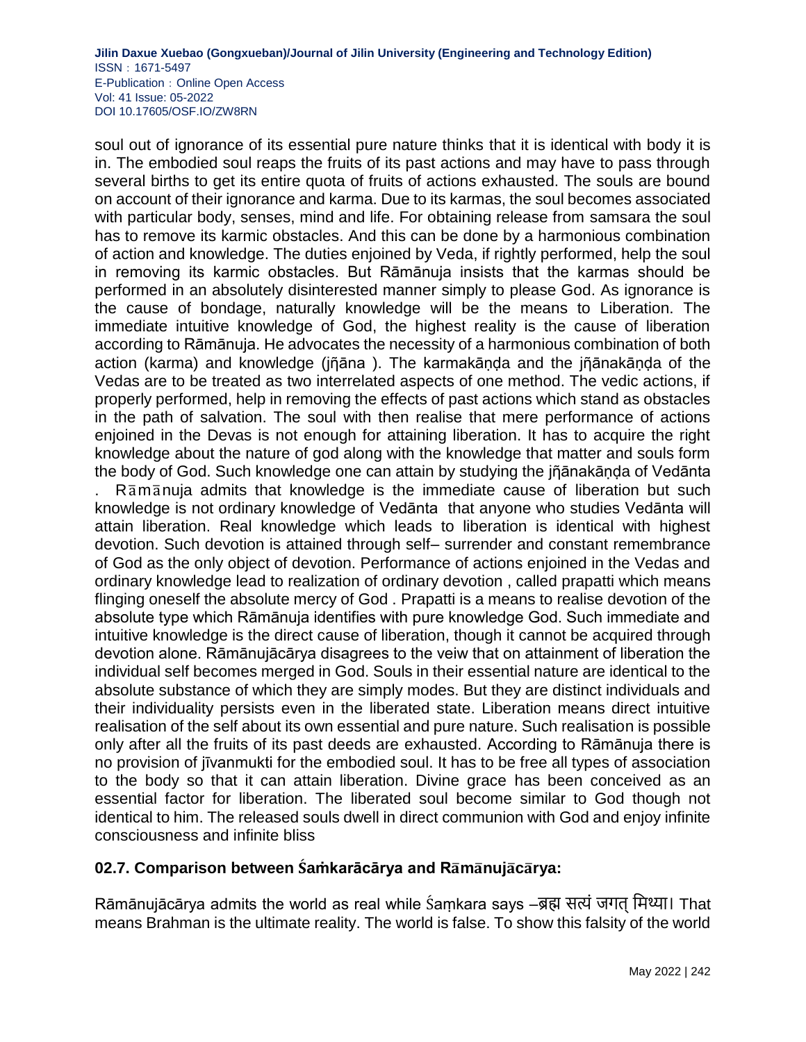soul out of ignorance of its essential pure nature thinks that it is identical with body it is in. The embodied soul reaps the fruits of its past actions and may have to pass through several births to get its entire quota of fruits of actions exhausted. The souls are bound on account of their ignorance and karma. Due to its karmas, the soul becomes associated with particular body, senses, mind and life. For obtaining release from samsara the soul has to remove its karmic obstacles. And this can be done by a harmonious combination of action and knowledge. The duties enjoined by Veda, if rightly performed, help the soul in removing its karmic obstacles. But Rāmānuja insists that the karmas should be performed in an absolutely disinterested manner simply to please God. As ignorance is the cause of bondage, naturally knowledge will be the means to Liberation. The immediate intuitive knowledge of God, the highest reality is the cause of liberation according to Rāmānuja. He advocates the necessity of a harmonious combination of both action (karma) and knowledge (jñāna ). The karmakāṇḍa and the jñānakāṇḍa of the Vedas are to be treated as two interrelated aspects of one method. The vedic actions, if properly performed, help in removing the effects of past actions which stand as obstacles in the path of salvation. The soul with then realise that mere performance of actions enjoined in the Devas is not enough for attaining liberation. It has to acquire the right knowledge about the nature of god along with the knowledge that matter and souls form the body of God. Such knowledge one can attain by studying the jñānakāṇḍa of Vedānta . Rāmānuja admits that knowledge is the immediate cause of liberation but such knowledge is not ordinary knowledge of Vedānta that anyone who studies Vedānta will attain liberation. Real knowledge which leads to liberation is identical with highest devotion. Such devotion is attained through self– surrender and constant remembrance of God as the only object of devotion. Performance of actions enjoined in the Vedas and ordinary knowledge lead to realization of ordinary devotion , called prapatti which means flinging oneself the absolute mercy of God . Prapatti is a means to realise devotion of the absolute type which Rāmānuja identifies with pure knowledge God. Such immediate and intuitive knowledge is the direct cause of liberation, though it cannot be acquired through devotion alone. Rāmānujācārya disagrees to the veiw that on attainment of liberation the individual self becomes merged in God. Souls in their essential nature are identical to the absolute substance of which they are simply modes. But they are distinct individuals and their individuality persists even in the liberated state. Liberation means direct intuitive realisation of the self about its own essential and pure nature. Such realisation is possible only after all the fruits of its past deeds are exhausted. According to Rāmānuja there is no provision of jīvanmukti for the embodied soul. It has to be free all types of association to the body so that it can attain liberation. Divine grace has been conceived as an essential factor for liberation. The liberated soul become similar to God though not identical to him. The released souls dwell in direct communion with God and enjoy infinite consciousness and infinite bliss

### 02.7. Comparison between Śaṁkarācārya and Rāmānujācārya:

Rāmānujācārya admits the world as real while Śaṃkara says –ब्रह्म सत्यं जगत् मिथ्या। That means Brahman is the ultimate reality. The world is false. To show this falsity of the world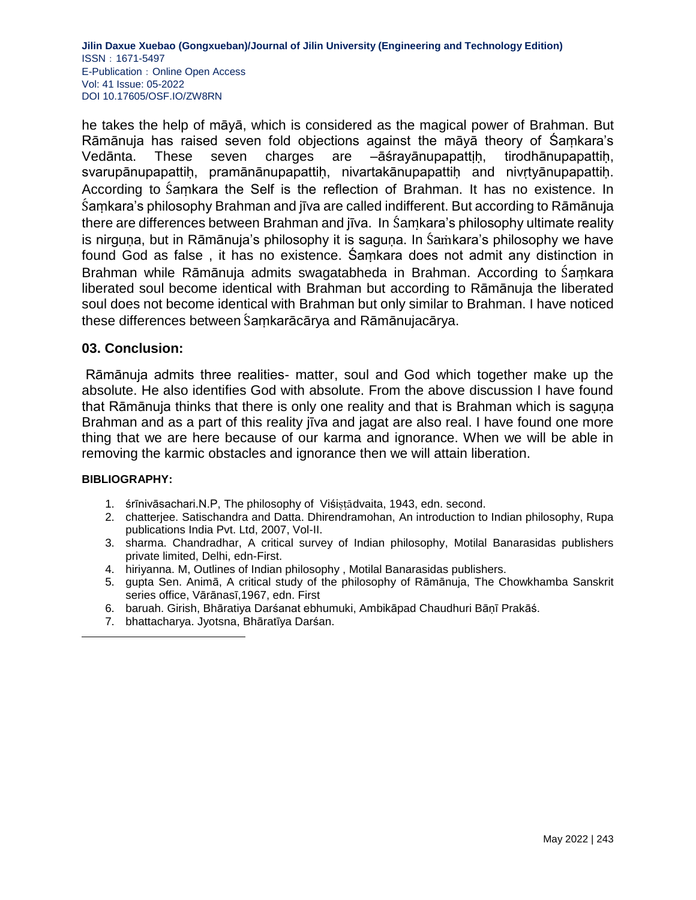he takes the help of māyā, which is considered as the magical power of Brahman. But Rāmānuja has raised seven fold objections against the māyā theory of Śaṃkara's Vedānta. These seven charges are –āśrayānupapattiḥ, tirodhānupapattiḥ, svarupānupapattiḥ, pramānānupapattiḥ, nivartakānupapattiḥ and nivṛtyānupapattiḥ. According to Śaṃkara the Self is the reflection of Brahman. It has no existence. In Śaṃkara's philosophy Brahman and jīva are called indifferent. But according to Rāmānuja there are differences between Brahman and jīva. In Śaṃkara's philosophy ultimate reality is nirguṇa, but in Rāmānuja's philosophy it is saguṇa. In Śaṁkara's philosophy we have found God as false , it has no existence. Śaṃkara does not admit any distinction in Brahman while Rāmānuja admits swagatabheda in Brahman. According to Śaṃkara liberated soul become identical with Brahman but according to Rāmānuja the liberated soul does not become identical with Brahman but only similar to Brahman. I have noticed these differences between Śaṃkarācārya and Rāmānujacārya.

## 03. Conclusion:

Rāmānuja admits three realities- matter, soul and God which together make up the absolute. He also identifies God with absolute. From the above discussion I have found that Rāmānuja thinks that there is only one reality and that is Brahman which is saguṇa Brahman and as a part of this reality jīva and jagat are also real. I have found one more thing that we are here because of our karma and ignorance. When we will be able in removing the karmic obstacles and ignorance then we will attain liberation.

**BIBLIOGRAPHY:**

1. śrīnivāsachari.N.P, The philosophy of Viśiṣṭādvaita, 1943, edn. second.
2. chatterjee. Satischandra and Datta. Dhirendramohan, An introduction to Indian philosophy, Rupa publications India Pvt. Ltd, 2007, Vol-II.
3. sharma. Chandradhar, A critical survey of Indian philosophy, Motilal Banarasidas publishers private limited, Delhi, edn-First.
4. hiriyanna. M, Outlines of Indian philosophy , Motilal Banarasidas publishers.
5. gupta Sen. Animā, A critical study of the philosophy of Rāmānuja, The Chowkhamba Sanskrit series office, Vārānasī,1967, edn. First
6. baruah. Girish, Bhāratiya Darśanat ebhumuki, Ambikāpad Chaudhuri Bāṇī Prakāś.
7. bhattacharya. Jyotsna, Bhāratīya Darśan.